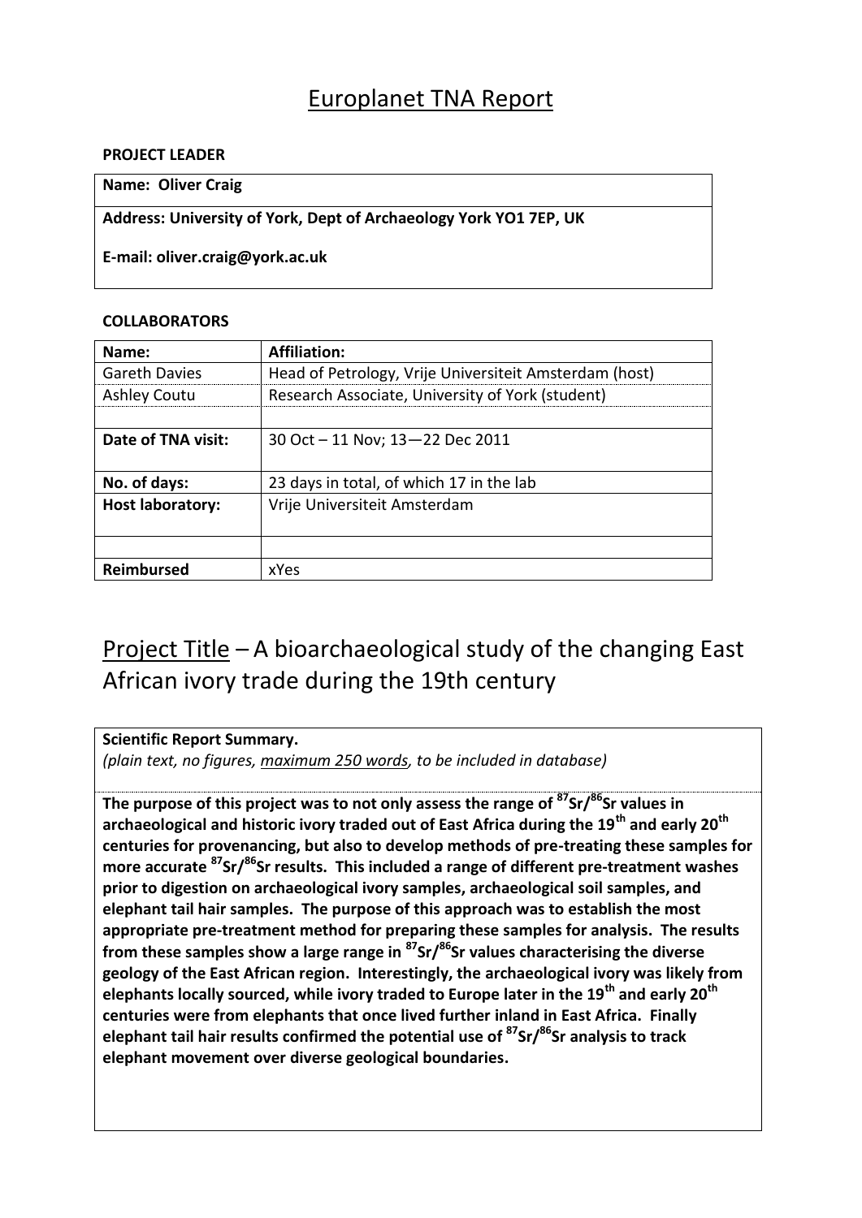# Europlanet TNA Report

**PROJECT LEADER**

| **Name: Oliver Craig** |
|---|
| **Address: University of York, Dept of Archaeology York YO1 7EP, UK**<br><br>**E-mail: oliver.craig@york.ac.uk** |

**COLLABORATORS**

| **Name:** | **Affiliation:** |
|---|---|
| Gareth Davies | Head of Petrology, Vrije Universiteit Amsterdam (host) |
| Ashley Coutu | Research Associate, University of York (student) |
| | |
| **Date of TNA visit:** | 30 Oct – 11 Nov; 13—22 Dec 2011 |
| **No. of days:** | 23 days in total, of which 17 in the lab |
| **Host laboratory:** | Vrije Universiteit Amsterdam |
| | |
| **Reimbursed** | xYes |

## Project Title – A bioarchaeological study of the changing East African ivory trade during the 19th century

**Scientific Report Summary.**
*(plain text, no figures, maximum 250 words, to be included in database)*

**The purpose of this project was to not only assess the range of $^{87}Sr/^{86}Sr$ values in archaeological and historic ivory traded out of East Africa during the 19th and early 20th centuries for provenancing, but also to develop methods of pre-treating these samples for more accurate $^{87}Sr/^{86}Sr$ results. This included a range of different pre-treatment washes prior to digestion on archaeological ivory samples, archaeological soil samples, and elephant tail hair samples. The purpose of this approach was to establish the most appropriate pre-treatment method for preparing these samples for analysis. The results from these samples show a large range in $^{87}Sr/^{86}Sr$ values characterising the diverse geology of the East African region. Interestingly, the archaeological ivory was likely from elephants locally sourced, while ivory traded to Europe later in the 19th and early 20th centuries were from elephants that once lived further inland in East Africa. Finally elephant tail hair results confirmed the potential use of $^{87}Sr/^{86}Sr$ analysis to track elephant movement over diverse geological boundaries.**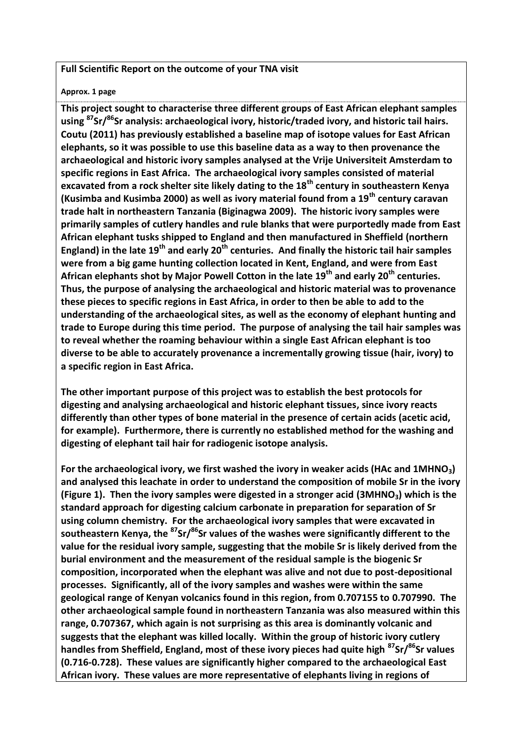**Full Scientific Report on the outcome of your TNA visit**

**Approx. 1 page**

**This project sought to characterise three different groups of East African elephant samples using $^{87}Sr/^{86}Sr$ analysis: archaeological ivory, historic/traded ivory, and historic tail hairs. Coutu (2011) has previously established a baseline map of isotope values for East African elephants, so it was possible to use this baseline data as a way to then provenance the archaeological and historic ivory samples analysed at the Vrije Universiteit Amsterdam to specific regions in East Africa. The archaeological ivory samples consisted of material excavated from a rock shelter site likely dating to the 18th century in southeastern Kenya (Kusimba and Kusimba 2000) as well as ivory material found from a 19th century caravan trade halt in northeastern Tanzania (Biginagwa 2009). The historic ivory samples were primarily samples of cutlery handles and rule blanks that were purportedly made from East African elephant tusks shipped to England and then manufactured in Sheffield (northern England) in the late 19th and early 20th centuries. And finally the historic tail hair samples were from a big game hunting collection located in Kent, England, and were from East African elephants shot by Major Powell Cotton in the late 19th and early 20th centuries. Thus, the purpose of analysing the archaeological and historic material was to provenance these pieces to specific regions in East Africa, in order to then be able to add to the understanding of the archaeological sites, as well as the economy of elephant hunting and trade to Europe during this time period. The purpose of analysing the tail hair samples was to reveal whether the roaming behaviour within a single East African elephant is too diverse to be able to accurately provenance a incrementally growing tissue (hair, ivory) to a specific region in East Africa.**

**The other important purpose of this project was to establish the best protocols for digesting and analysing archaeological and historic elephant tissues, since ivory reacts differently than other types of bone material in the presence of certain acids (acetic acid, for example). Furthermore, there is currently no established method for the washing and digesting of elephant tail hair for radiogenic isotope analysis.**

**For the archaeological ivory, we first washed the ivory in weaker acids (HAc and $1MHNO_3$) and analysed this leachate in order to understand the composition of mobile Sr in the ivory (Figure 1). Then the ivory samples were digested in a stronger acid ($3MHNO_3$) which is the standard approach for digesting calcium carbonate in preparation for separation of Sr using column chemistry. For the archaeological ivory samples that were excavated in southeastern Kenya, the $^{87}Sr/^{86}Sr$ values of the washes were significantly different to the value for the residual ivory sample, suggesting that the mobile Sr is likely derived from the burial environment and the measurement of the residual sample is the biogenic Sr composition, incorporated when the elephant was alive and not due to post-depositional processes. Significantly, all of the ivory samples and washes were within the same geological range of Kenyan volcanics found in this region, from 0.707155 to 0.707990. The other archaeological sample found in northeastern Tanzania was also measured within this range, 0.707367, which again is not surprising as this area is dominantly volcanic and suggests that the elephant was killed locally. Within the group of historic ivory cutlery handles from Sheffield, England, most of these ivory pieces had quite high $^{87}Sr/^{86}Sr$ values (0.716-0.728). These values are significantly higher compared to the archaeological East African ivory. These values are more representative of elephants living in regions of**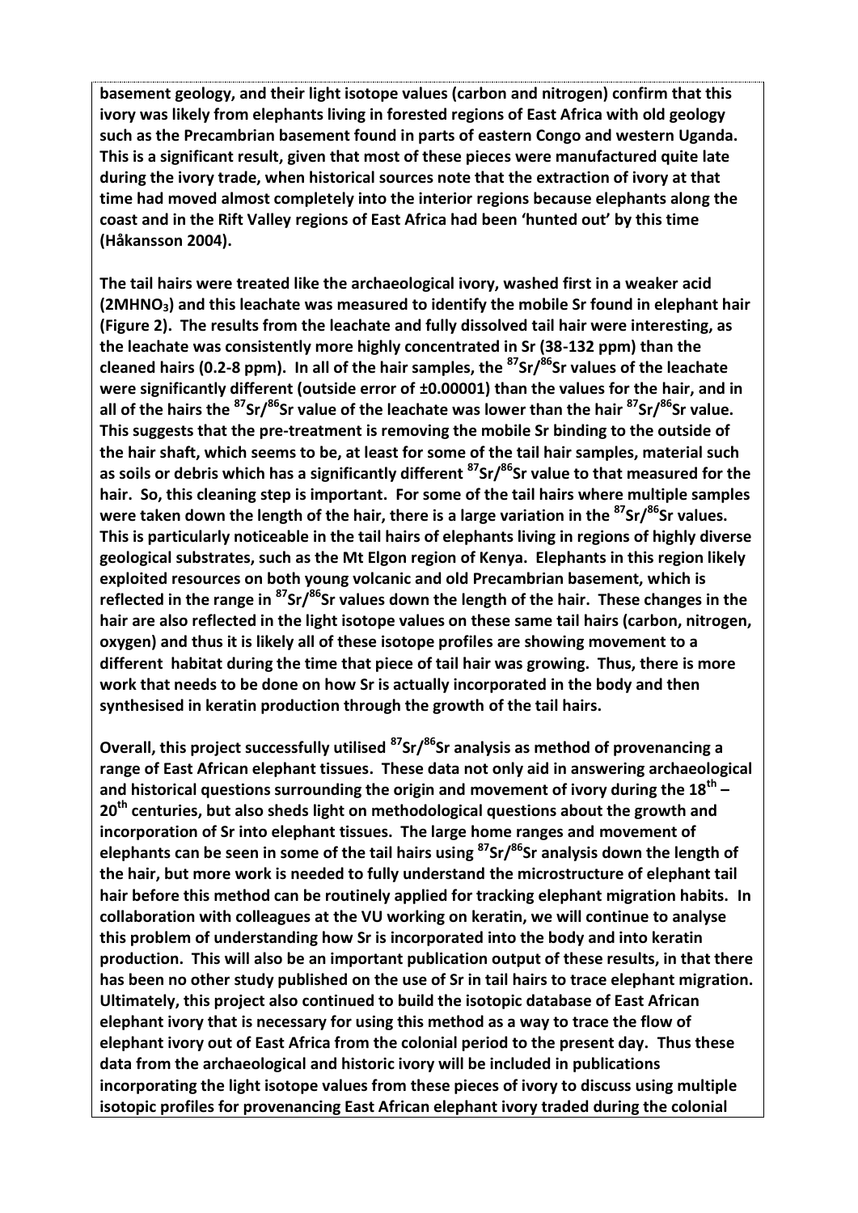**basement geology, and their light isotope values (carbon and nitrogen) confirm that this ivory was likely from elephants living in forested regions of East Africa with old geology such as the Precambrian basement found in parts of eastern Congo and western Uganda. This is a significant result, given that most of these pieces were manufactured quite late during the ivory trade, when historical sources note that the extraction of ivory at that time had moved almost completely into the interior regions because elephants along the coast and in the Rift Valley regions of East Africa had been 'hunted out' by this time (Håkansson 2004).**

**The tail hairs were treated like the archaeological ivory, washed first in a weaker acid (2M$HNO_3$) and this leachate was measured to identify the mobile Sr found in elephant hair (Figure 2). The results from the leachate and fully dissolved tail hair were interesting, as the leachate was consistently more highly concentrated in Sr (38-132 ppm) than the cleaned hairs (0.2-8 ppm). In all of the hair samples, the $^{87}Sr/^{86}Sr$ values of the leachate were significantly different (outside error of ±0.00001) than the values for the hair, and in all of the hairs the $^{87}Sr/^{86}Sr$ value of the leachate was lower than the hair $^{87}Sr/^{86}Sr$ value. This suggests that the pre-treatment is removing the mobile Sr binding to the outside of the hair shaft, which seems to be, at least for some of the tail hair samples, material such as soils or debris which has a significantly different $^{87}Sr/^{86}Sr$ value to that measured for the hair. So, this cleaning step is important. For some of the tail hairs where multiple samples were taken down the length of the hair, there is a large variation in the $^{87}Sr/^{86}Sr$ values. This is particularly noticeable in the tail hairs of elephants living in regions of highly diverse geological substrates, such as the Mt Elgon region of Kenya. Elephants in this region likely exploited resources on both young volcanic and old Precambrian basement, which is reflected in the range in $^{87}Sr/^{86}Sr$ values down the length of the hair. These changes in the hair are also reflected in the light isotope values on these same tail hairs (carbon, nitrogen, oxygen) and thus it is likely all of these isotope profiles are showing movement to a different habitat during the time that piece of tail hair was growing. Thus, there is more work that needs to be done on how Sr is actually incorporated in the body and then synthesised in keratin production through the growth of the tail hairs.**

**Overall, this project successfully utilised $^{87}Sr/^{86}Sr$ analysis as method of provenancing a range of East African elephant tissues. These data not only aid in answering archaeological and historical questions surrounding the origin and movement of ivory during the 18th – 20th centuries, but also sheds light on methodological questions about the growth and incorporation of Sr into elephant tissues. The large home ranges and movement of elephants can be seen in some of the tail hairs using $^{87}Sr/^{86}Sr$ analysis down the length of the hair, but more work is needed to fully understand the microstructure of elephant tail hair before this method can be routinely applied for tracking elephant migration habits. In collaboration with colleagues at the VU working on keratin, we will continue to analyse this problem of understanding how Sr is incorporated into the body and into keratin production. This will also be an important publication output of these results, in that there has been no other study published on the use of Sr in tail hairs to trace elephant migration. Ultimately, this project also continued to build the isotopic database of East African elephant ivory that is necessary for using this method as a way to trace the flow of elephant ivory out of East Africa from the colonial period to the present day. Thus these data from the archaeological and historic ivory will be included in publications incorporating the light isotope values from these pieces of ivory to discuss using multiple isotopic profiles for provenancing East African elephant ivory traded during the colonial**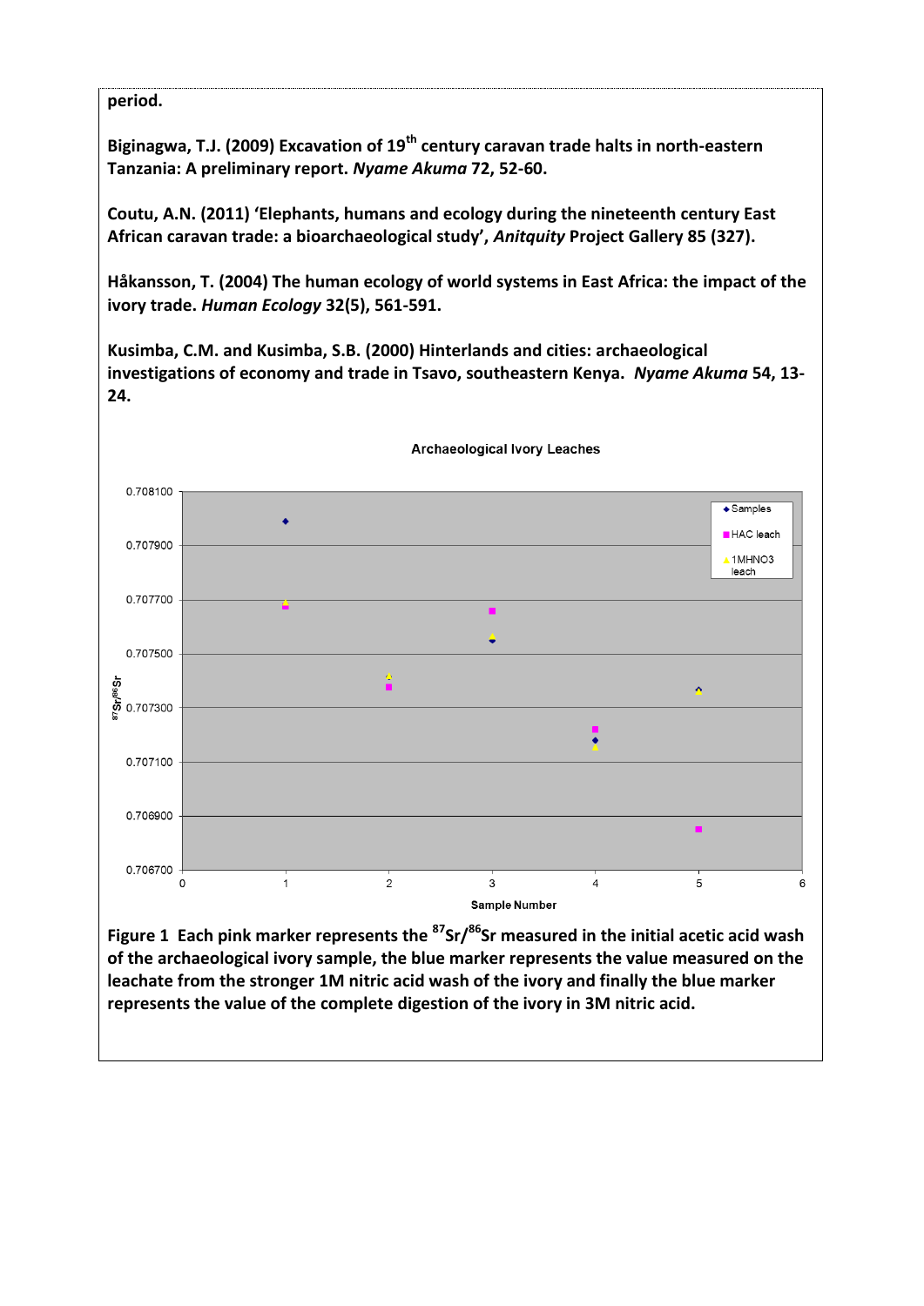**period.**

**Biginagwa, T.J. (2009) Excavation of 19th century caravan trade halts in north-eastern Tanzania: A preliminary report. *Nyame Akuma* 72, 52-60.**

**Coutu, A.N. (2011) 'Elephants, humans and ecology during the nineteenth century East African caravan trade: a bioarchaeological study', *Anitquity* Project Gallery 85 (327).**

**Håkansson, T. (2004) The human ecology of world systems in East Africa: the impact of the ivory trade. *Human Ecology* 32(5), 561-591.**

**Kusimba, C.M. and Kusimba, S.B. (2000) Hinterlands and cities: archaeological investigations of economy and trade in Tsavo, southeastern Kenya. *Nyame Akuma* 54, 13-24.**

**Figure 1 Each pink marker represents the $^{87}Sr/^{86}Sr$ measured in the initial acetic acid wash of the archaeological ivory sample, the blue marker represents the value measured on the leachate from the stronger 1M nitric acid wash of the ivory and finally the blue marker represents the value of the complete digestion of the ivory in 3M nitric acid.**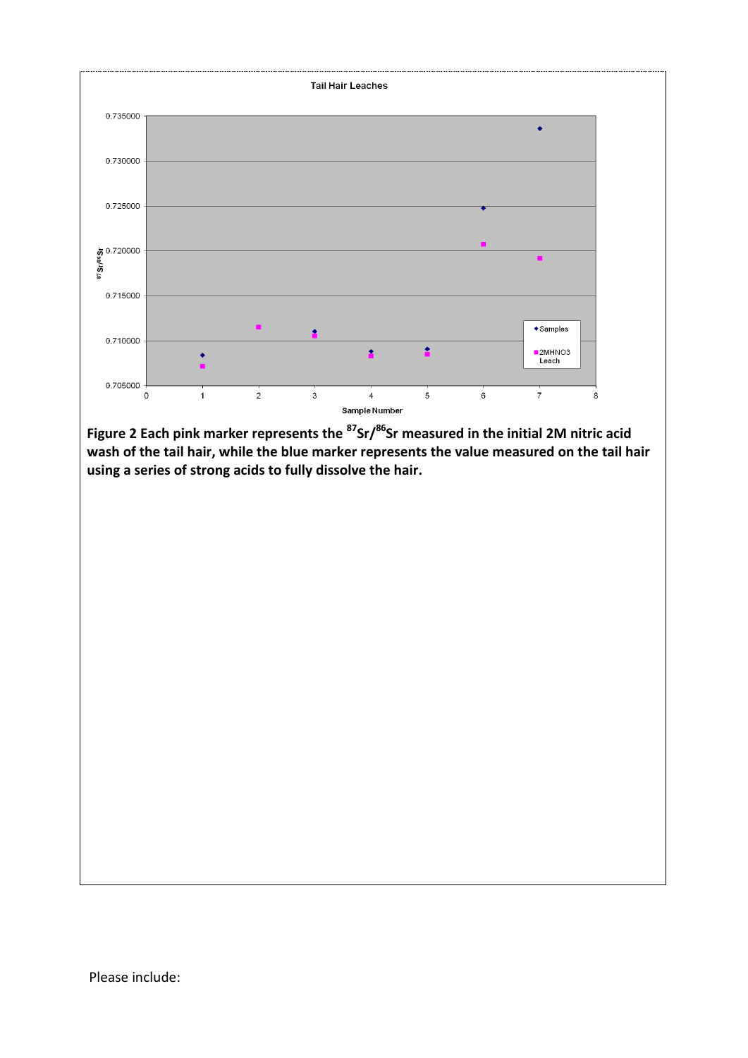**Figure 2 Each pink marker represents the $^{87}Sr/^{86}Sr$ measured in the initial 2M nitric acid wash of the tail hair, while the blue marker represents the value measured on the tail hair using a series of strong acids to fully dissolve the hair.**

Please include: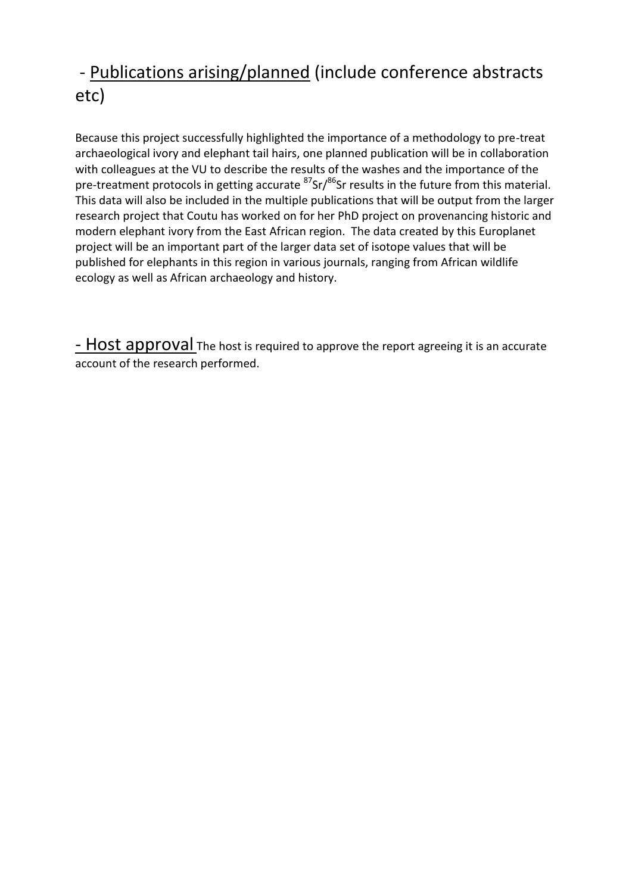## - <u>Publications arising/planned</u> (include conference abstracts etc)

Because this project successfully highlighted the importance of a methodology to pre-treat archaeological ivory and elephant tail hairs, one planned publication will be in collaboration with colleagues at the VU to describe the results of the washes and the importance of the pre-treatment protocols in getting accurate $^{87}Sr/^{86}Sr$ results in the future from this material. This data will also be included in the multiple publications that will be output from the larger research project that Coutu has worked on for her PhD project on provenancing historic and modern elephant ivory from the East African region. The data created by this Europlanet project will be an important part of the larger data set of isotope values that will be published for elephants in this region in various journals, ranging from African wildlife ecology as well as African archaeology and history.

## - <u>Host approval</u>

The host is required to approve the report agreeing it is an accurate account of the research performed.